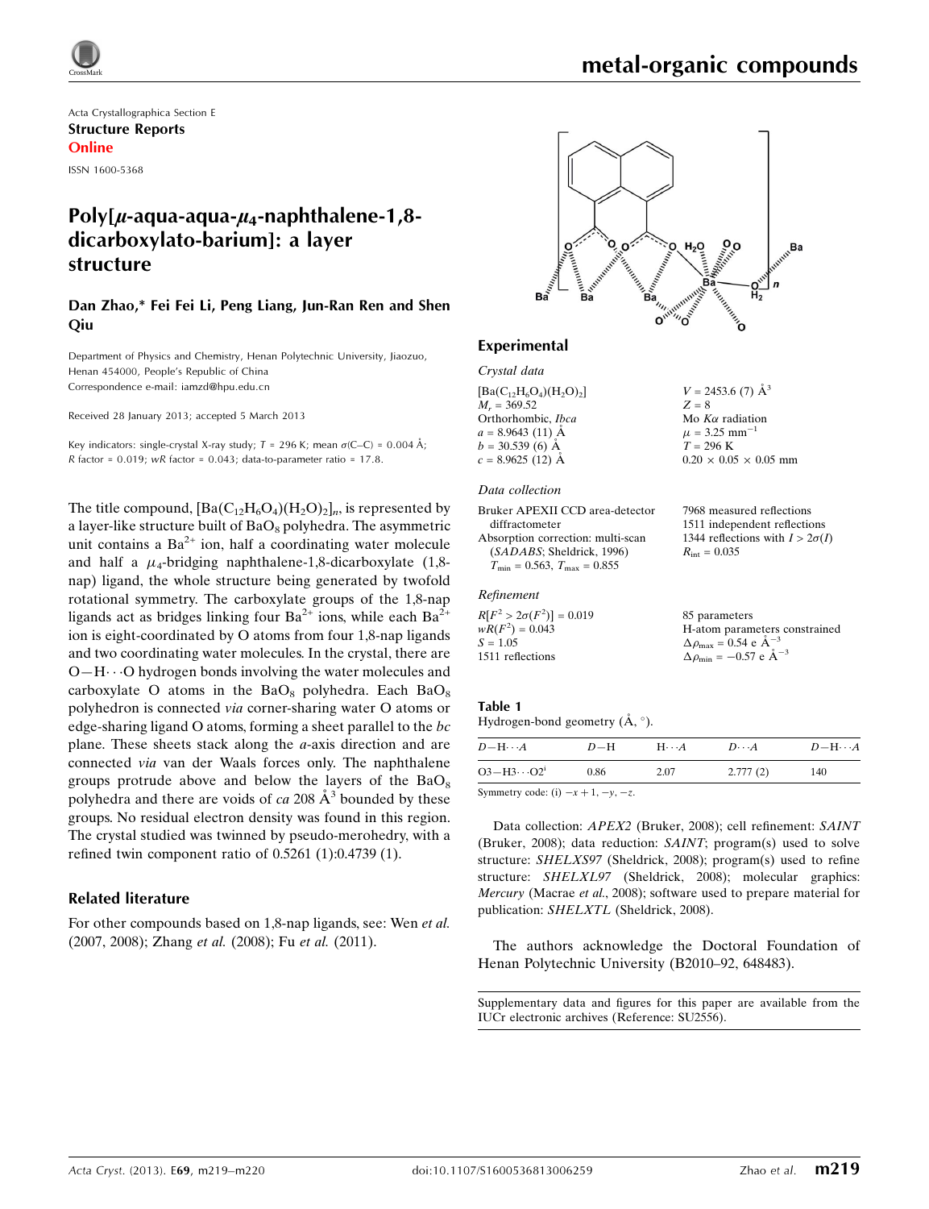Acta Crystallographica Section E
**Structure Reports Online**

ISSN 1600-5368

# Poly[μ-aqua-aqua-$\mu_4$-naphthalene-1,8-dicarboxylato-barium]: a layer structure

**Dan Zhao,* Fei Fei Li, Peng Liang, Jun-Ran Ren and Shen Qiu**

Department of Physics and Chemistry, Henan Polytechnic University, Jiaozuo, Henan 454000, People's Republic of China
Correspondence e-mail: iamzd@hpu.edu.cn

Received 28 January 2013; accepted 5 March 2013

Key indicators: single-crystal X-ray study; $T$ = 296 K; mean $\sigma$(C–C) = 0.004 Å; $R$ factor = 0.019; $wR$ factor = 0.043; data-to-parameter ratio = 17.8.

The title compound, $[Ba(C_{12}H_6O_4)(H_2O)_2]_n$, is represented by a layer-like structure built of $BaO_8$ polyhedra. The asymmetric unit contains a $Ba^{2+}$ ion, half a coordinating water molecule and half a $\mu_4$-bridging naphthalene-1,8-dicarboxylate (1,8-nap) ligand, the whole structure being generated by twofold rotational symmetry. The carboxylate groups of the 1,8-nap ligands act as bridges linking four $Ba^{2+}$ ions, while each $Ba^{2+}$ ion is eight-coordinated by O atoms from four 1,8-nap ligands and two coordinating water molecules. In the crystal, there are O—H⋯O hydrogen bonds involving the water molecules and carboxylate O atoms in the $BaO_8$ polyhedra. Each $BaO_8$ polyhedron is connected *via* corner-sharing water O atoms or edge-sharing ligand O atoms, forming a sheet parallel to the *bc* plane. These sheets stack along the *a*-axis direction and are connected *via* van der Waals forces only. The naphthalene groups protrude above and below the layers of the $BaO_8$ polyhedra and there are voids of *ca* 208 $Å^3$ bounded by these groups. No residual electron density was found in this region. The crystal studied was twinned by pseudo-merohedry, with a refined twin component ratio of 0.5261 (1):0.4739 (1).

## Related literature

For other compounds based on 1,8-nap ligands, see: Wen *et al.* (2007, 2008); Zhang *et al.* (2008); Fu *et al.* (2011).

## Experimental

### Crystal data

$[Ba(C_{12}H_6O_4)(H_2O)_2]$
$M_r$ = 369.52
Orthorhombic, *Ibca*
$a$ = 8.9643 (11) Å
$b$ = 30.539 (6) Å
$c$ = 8.9625 (12) Å
$V$ = 2453.6 (7) $Å^3$
$Z$ = 8
Mo $K\alpha$ radiation
$\mu$ = 3.25 $mm^{-1}$
$T$ = 296 K
0.20 × 0.05 × 0.05 mm

### Data collection

Bruker APEXII CCD area-detector diffractometer
Absorption correction: multi-scan (*SADABS*; Sheldrick, 1996)
$T_{min}$ = 0.563, $T_{max}$ = 0.855
7968 measured reflections
1511 independent reflections
1344 reflections with $I > 2\sigma(I)$
$R_{int}$ = 0.035

### Refinement

$R[F^2 > 2\sigma(F^2)]$ = 0.019
$wR(F^2)$ = 0.043
$S$ = 1.05
1511 reflections
85 parameters
H-atom parameters constrained
$\Delta\rho_{max}$ = 0.54 e $Å^{-3}$
$\Delta\rho_{min}$ = −0.57 e $Å^{-3}$

**Table 1**
Hydrogen-bond geometry (Å, °).

| $D$—H⋯$A$ | $D$—H | H⋯$A$ | $D$⋯$A$ | $D$—H⋯$A$ |
|---|---|---|---|---|
| O3—H3⋯O2[i] | 0.86 | 2.07 | 2.777 (2) | 140 |

Symmetry code: (i) $-x+1, -y, -z$.

Data collection: *APEX2* (Bruker, 2008); cell refinement: *SAINT* (Bruker, 2008); data reduction: *SAINT*; program(s) used to solve structure: *SHELXS97* (Sheldrick, 2008); program(s) used to refine structure: *SHELXL97* (Sheldrick, 2008); molecular graphics: *Mercury* (Macrae *et al.*, 2008); software used to prepare material for publication: *SHELXTL* (Sheldrick, 2008).

The authors acknowledge the Doctoral Foundation of Henan Polytechnic University (B2010–92, 648483).

Supplementary data and figures for this paper are available from the IUCr electronic archives (Reference: SU2556).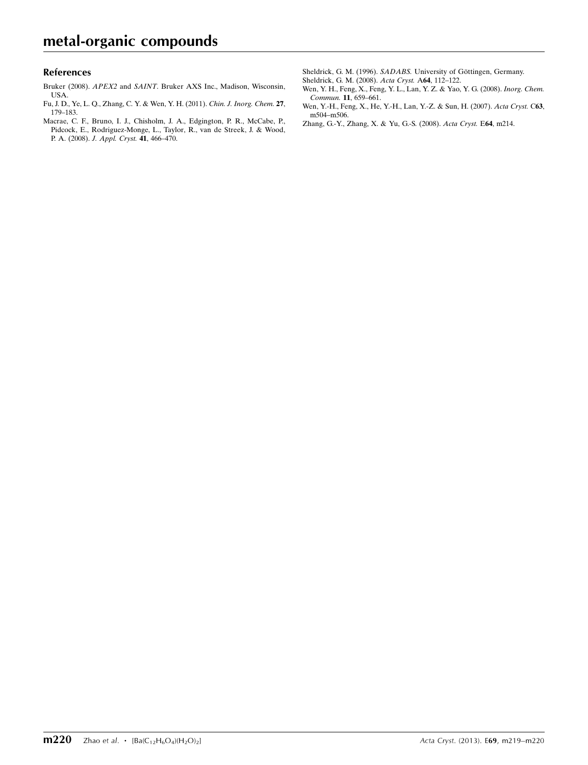## References

Bruker (2008). *APEX2* and *SAINT*. Bruker AXS Inc., Madison, Wisconsin, USA.

Fu, J. D., Ye, L. Q., Zhang, C. Y. & Wen, Y. H. (2011). *Chin. J. Inorg. Chem.* **27**, 179–183.

Macrae, C. F., Bruno, I. J., Chisholm, J. A., Edgington, P. R., McCabe, P., Pidcock, E., Rodriguez-Monge, L., Taylor, R., van de Streek, J. & Wood, P. A. (2008). *J. Appl. Cryst.* **41**, 466–470.

Sheldrick, G. M. (1996). *SADABS*. University of Göttingen, Germany.

Sheldrick, G. M. (2008). *Acta Cryst.* A**64**, 112–122.

Wen, Y. H., Feng, X., Feng, Y. L., Lan, Y. Z. & Yao, Y. G. (2008). *Inorg. Chem. Commun.* **11**, 659–661.

Wen, Y.-H., Feng, X., He, Y.-H., Lan, Y.-Z. & Sun, H. (2007). *Acta Cryst.* C**63**, m504–m506.

Zhang, G.-Y., Zhang, X. & Yu, G.-S. (2008). *Acta Cryst.* E**64**, m214.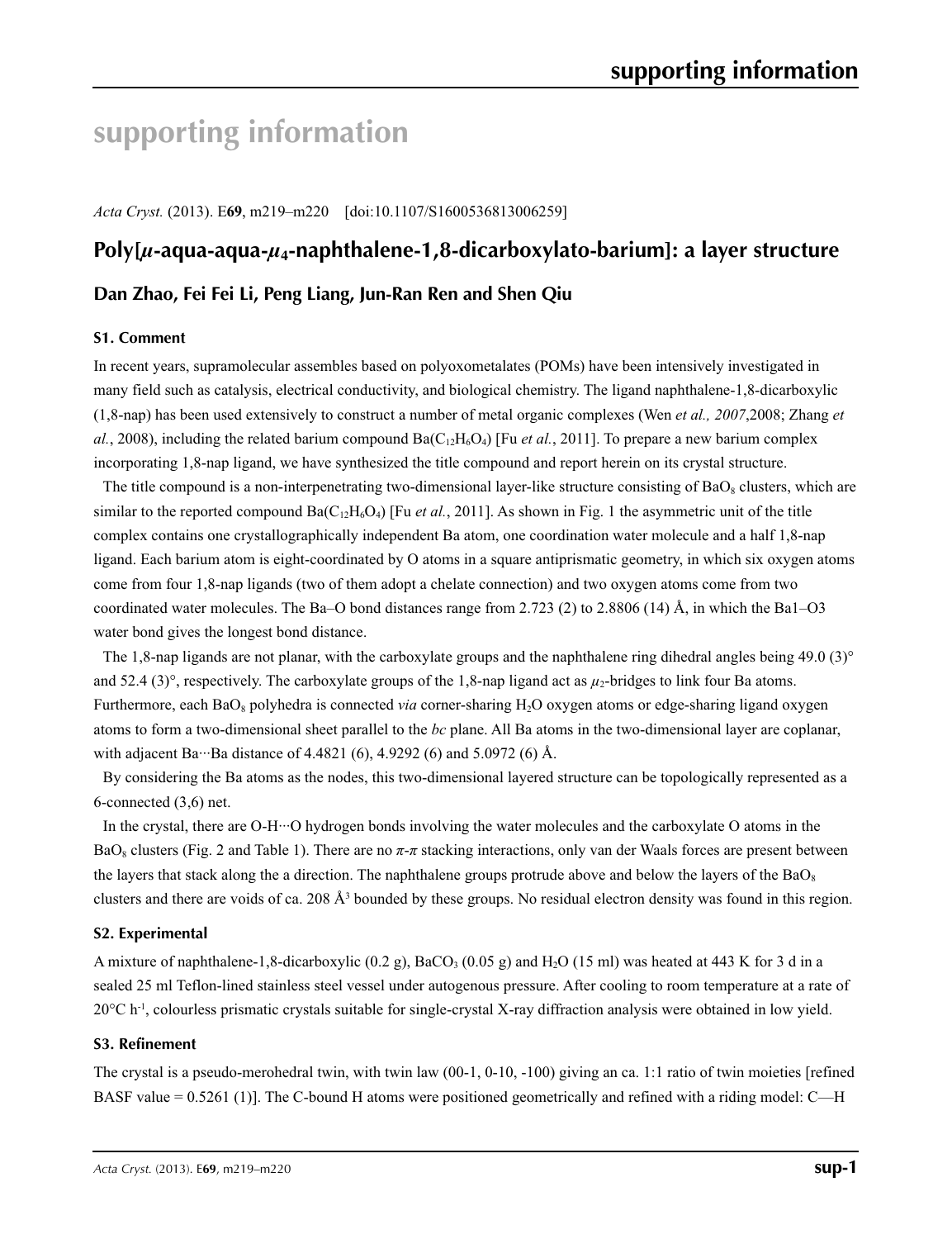# supporting information

*Acta Cryst.* (2013). E**69**, m219–m220 [doi:10.1107/S1600536813006259]

## Poly[$\mu$-aqua-aqua-$\mu_4$-naphthalene-1,8-dicarboxylato-barium]: a layer structure

### Dan Zhao, Fei Fei Li, Peng Liang, Jun-Ran Ren and Shen Qiu

#### S1. Comment

In recent years, supramolecular assembles based on polyoxometalates (POMs) have been intensively investigated in many field such as catalysis, electrical conductivity, and biological chemistry. The ligand naphthalene-1,8-dicarboxylic (1,8-nap) has been used extensively to construct a number of metal organic complexes (Wen *et al., 2007*,2008; Zhang *et al.*, 2008), including the related barium compound Ba($C_{12}H_6O_4$) [Fu *et al.*, 2011]. To prepare a new barium complex incorporating 1,8-nap ligand, we have synthesized the title compound and report herein on its crystal structure.

The title compound is a non-interpenetrating two-dimensional layer-like structure consisting of $BaO_8$ clusters, which are similar to the reported compound Ba($C_{12}H_6O_4$) [Fu *et al.*, 2011]. As shown in Fig. 1 the asymmetric unit of the title complex contains one crystallographically independent Ba atom, one coordination water molecule and a half 1,8-nap ligand. Each barium atom is eight-coordinated by O atoms in a square antiprismatic geometry, in which six oxygen atoms come from four 1,8-nap ligands (two of them adopt a chelate connection) and two oxygen atoms come from two coordinated water molecules. The Ba–O bond distances range from 2.723 (2) to 2.8806 (14) Å, in which the Ba1–O3 water bond gives the longest bond distance.

The 1,8-nap ligands are not planar, with the carboxylate groups and the naphthalene ring dihedral angles being 49.0 (3)° and 52.4 (3)°, respectively. The carboxylate groups of the 1,8-nap ligand act as $\mu_2$-bridges to link four Ba atoms. Furthermore, each $BaO_8$ polyhedra is connected *via* corner-sharing $H_2O$ oxygen atoms or edge-sharing ligand oxygen atoms to form a two-dimensional sheet parallel to the *bc* plane. All Ba atoms in the two-dimensional layer are coplanar, with adjacent Ba···Ba distance of 4.4821 (6), 4.9292 (6) and 5.0972 (6) Å.

By considering the Ba atoms as the nodes, this two-dimensional layered structure can be topologically represented as a 6-connected (3,6) net.

In the crystal, there are O-H···O hydrogen bonds involving the water molecules and the carboxylate O atoms in the $BaO_8$ clusters (Fig. 2 and Table 1). There are no $\pi$-$\pi$ stacking interactions, only van der Waals forces are present between the layers that stack along the a direction. The naphthalene groups protrude above and below the layers of the $BaO_8$ clusters and there are voids of ca. 208 Å$^3$ bounded by these groups. No residual electron density was found in this region.

#### S2. Experimental

A mixture of naphthalene-1,8-dicarboxylic (0.2 g), $BaCO_3$ (0.05 g) and $H_2O$ (15 ml) was heated at 443 K for 3 d in a sealed 25 ml Teflon-lined stainless steel vessel under autogenous pressure. After cooling to room temperature at a rate of 20°C h$^{-1}$, colourless prismatic crystals suitable for single-crystal X-ray diffraction analysis were obtained in low yield.

#### S3. Refinement

The crystal is a pseudo-merohedral twin, with twin law (00-1, 0-10, -100) giving an ca. 1:1 ratio of twin moieties [refined BASF value = 0.5261 (1)]. The C-bound H atoms were positioned geometrically and refined with a riding model: C—H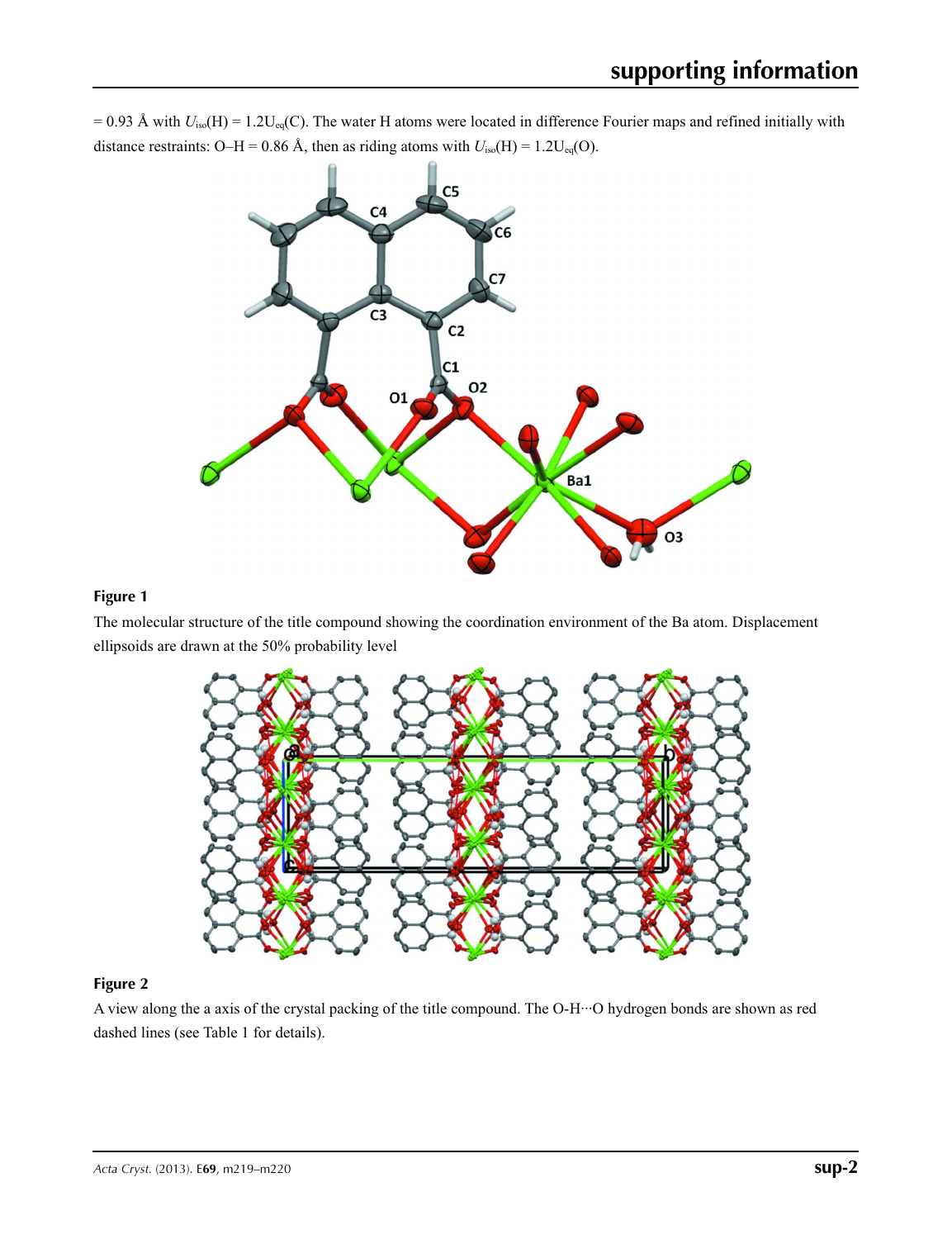= 0.93 Å with $U_{iso}$(H) = 1.2$U_{eq}$(C). The water H atoms were located in difference Fourier maps and refined initially with distance restraints: O–H = 0.86 Å, then as riding atoms with $U_{iso}$(H) = 1.2$U_{eq}$(O).

**Figure 1**

The molecular structure of the title compound showing the coordination environment of the Ba atom. Displacement ellipsoids are drawn at the 50% probability level

**Figure 2**

A view along the a axis of the crystal packing of the title compound. The O-H···O hydrogen bonds are shown as red dashed lines (see Table 1 for details).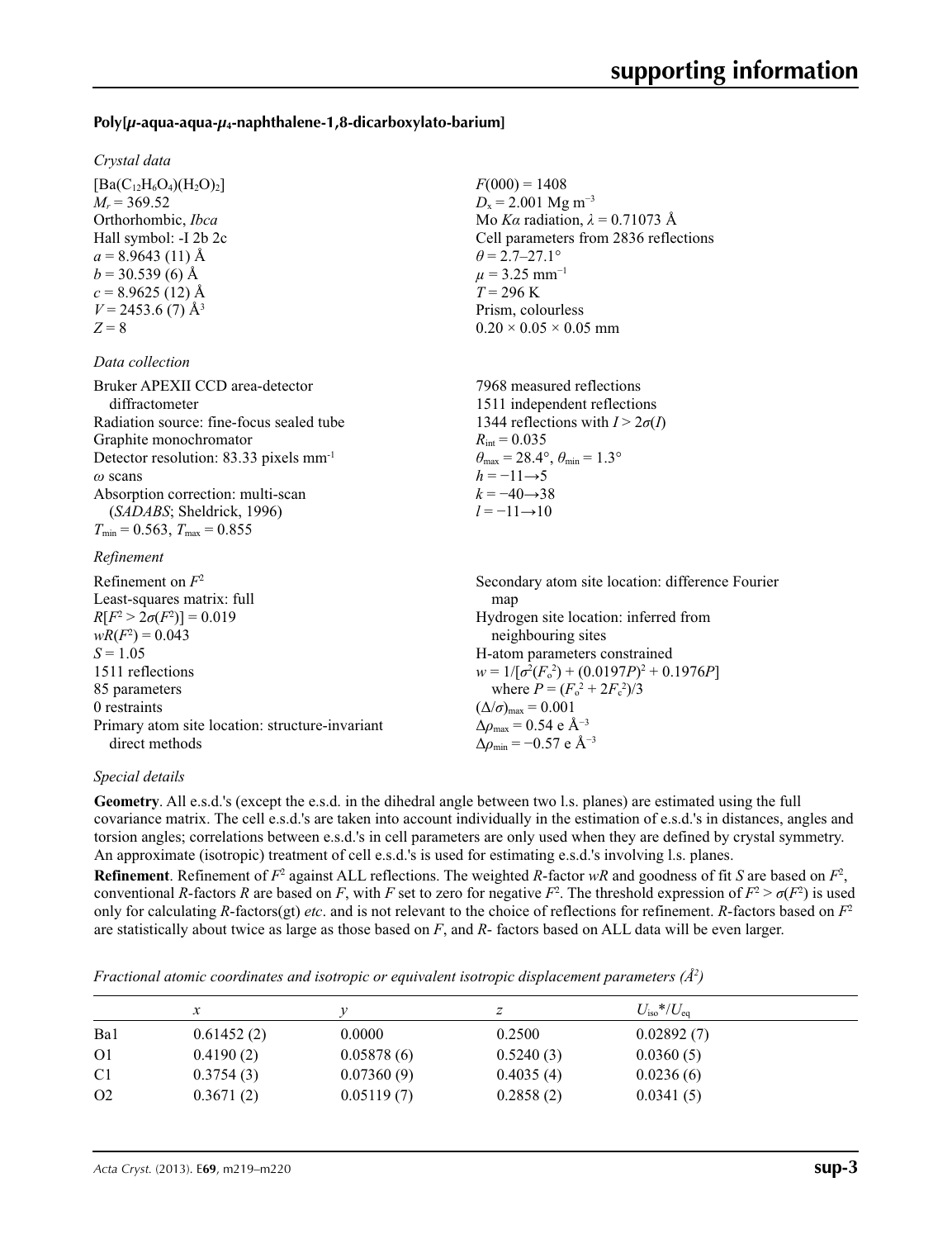**Poly[μ-aqua-aqua-$\mu_4$-naphthalene-1,8-dicarboxylato-barium]**

*Crystal data*

$[Ba(C_{12}H_6O_4)(H_2O)_2]$
$M_r = 369.52$
Orthorhombic, *Ibca*
Hall symbol: -I 2b 2c
$a = 8.9643$ (11) Å
$b = 30.539$ (6) Å
$c = 8.9625$ (12) Å
$V = 2453.6$ (7) Å$^3$
$Z = 8$

$F(000) = 1408$
$D_x = 2.001$ Mg m$^{-3}$
Mo $K\alpha$ radiation, $\lambda = 0.71073$ Å
Cell parameters from 2836 reflections
$\theta = 2.7$–$27.1°$
$\mu = 3.25$ mm$^{-1}$
$T = 296$ K
Prism, colourless
$0.20 \times 0.05 \times 0.05$ mm

*Data collection*

Bruker APEXII CCD area-detector diffractometer
Radiation source: fine-focus sealed tube
Graphite monochromator
Detector resolution: 83.33 pixels mm$^{-1}$
$\omega$ scans
Absorption correction: multi-scan (*SADABS*; Sheldrick, 1996)
$T_{min} = 0.563$, $T_{max} = 0.855$

7968 measured reflections
1511 independent reflections
1344 reflections with $I > 2\sigma(I)$
$R_{int} = 0.035$
$\theta_{max} = 28.4°$, $\theta_{min} = 1.3°$
$h = -11 \rightarrow 5$
$k = -40 \rightarrow 38$
$l = -11 \rightarrow 10$

*Refinement*

Refinement on $F^2$
Least-squares matrix: full
$R[F^2 > 2\sigma(F^2)] = 0.019$
$wR(F^2) = 0.043$
$S = 1.05$
1511 reflections
85 parameters
0 restraints
Primary atom site location: structure-invariant direct methods

Secondary atom site location: difference Fourier map
Hydrogen site location: inferred from neighbouring sites
H-atom parameters constrained
$w = 1/[\sigma^2(F_o^2) + (0.0197P)^2 + 0.1976P]$ where $P = (F_o^2 + 2F_c^2)/3$
$(\Delta/\sigma)_{max} = 0.001$
$\Delta\rho_{max} = 0.54$ e Å$^{-3}$
$\Delta\rho_{min} = -0.57$ e Å$^{-3}$

*Special details*

**Geometry**. All e.s.d.'s (except the e.s.d. in the dihedral angle between two l.s. planes) are estimated using the full covariance matrix. The cell e.s.d.'s are taken into account individually in the estimation of e.s.d.'s in distances, angles and torsion angles; correlations between e.s.d.'s in cell parameters are only used when they are defined by crystal symmetry. An approximate (isotropic) treatment of cell e.s.d.'s is used for estimating e.s.d.'s involving l.s. planes.

**Refinement**. Refinement of $F^2$ against ALL reflections. The weighted *R*-factor *wR* and goodness of fit *S* are based on $F^2$, conventional *R*-factors *R* are based on *F*, with *F* set to zero for negative $F^2$. The threshold expression of $F^2 > \sigma(F^2)$ is used only for calculating *R*-factors(gt) *etc*. and is not relevant to the choice of reflections for refinement. *R*-factors based on $F^2$ are statistically about twice as large as those based on *F*, and *R*- factors based on ALL data will be even larger.

*Fractional atomic coordinates and isotropic or equivalent isotropic displacement parameters (Å$^2$)*

| | *x* | *y* | *z* | $U_{iso}$*/$U_{eq}$ |
|---|---|---|---|---|
| Ba1 | 0.61452 (2) | 0.0000 | 0.2500 | 0.02892 (7) |
| O1 | 0.4190 (2) | 0.05878 (6) | 0.5240 (3) | 0.0360 (5) |
| C1 | 0.3754 (3) | 0.07360 (9) | 0.4035 (4) | 0.0236 (6) |
| O2 | 0.3671 (2) | 0.05119 (7) | 0.2858 (2) | 0.0341 (5) |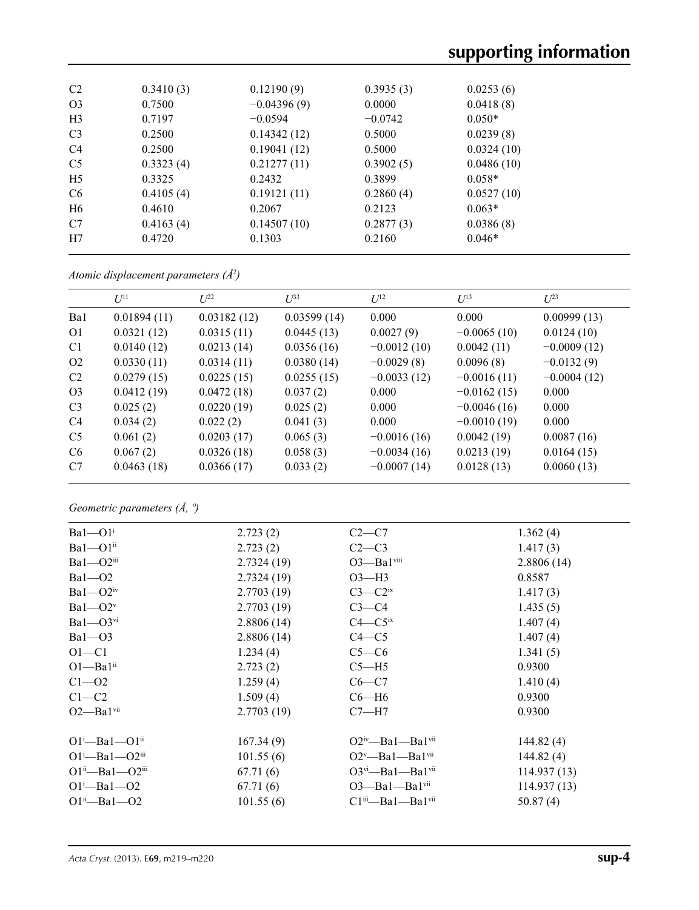| | | | | |
|---|---|---|---|---|
| C2 | 0.3410 (3) | 0.12190 (9) | 0.3935 (3) | 0.0253 (6) |
| O3 | 0.7500 | −0.04396 (9) | 0.0000 | 0.0418 (8) |
| H3 | 0.7197 | −0.0594 | −0.0742 | 0.050* |
| C3 | 0.2500 | 0.14342 (12) | 0.5000 | 0.0239 (8) |
| C4 | 0.2500 | 0.19041 (12) | 0.5000 | 0.0324 (10) |
| C5 | 0.3323 (4) | 0.21277 (11) | 0.3902 (5) | 0.0486 (10) |
| H5 | 0.3325 | 0.2432 | 0.3899 | 0.058* |
| C6 | 0.4105 (4) | 0.19121 (11) | 0.2860 (4) | 0.0527 (10) |
| H6 | 0.4610 | 0.2067 | 0.2123 | 0.063* |
| C7 | 0.4163 (4) | 0.14507 (10) | 0.2877 (3) | 0.0386 (8) |
| H7 | 0.4720 | 0.1303 | 0.2160 | 0.046* |

*Atomic displacement parameters (Å²)*

| | $U^{11}$ | $U^{22}$ | $U^{33}$ | $U^{12}$ | $U^{13}$ | $U^{23}$ |
|---|---|---|---|---|---|---|
| Ba1 | 0.01894 (11) | 0.03182 (12) | 0.03599 (14) | 0.000 | 0.000 | 0.00999 (13) |
| O1 | 0.0321 (12) | 0.0315 (11) | 0.0445 (13) | 0.0027 (9) | −0.0065 (10) | 0.0124 (10) |
| C1 | 0.0140 (12) | 0.0213 (14) | 0.0356 (16) | −0.0012 (10) | 0.0042 (11) | −0.0009 (12) |
| O2 | 0.0330 (11) | 0.0314 (11) | 0.0380 (14) | −0.0029 (8) | 0.0096 (8) | −0.0132 (9) |
| C2 | 0.0279 (15) | 0.0225 (15) | 0.0255 (15) | −0.0033 (12) | −0.0016 (11) | −0.0004 (12) |
| O3 | 0.0412 (19) | 0.0472 (18) | 0.037 (2) | 0.000 | −0.0162 (15) | 0.000 |
| C3 | 0.025 (2) | 0.0220 (19) | 0.025 (2) | 0.000 | −0.0046 (16) | 0.000 |
| C4 | 0.034 (2) | 0.022 (2) | 0.041 (3) | 0.000 | −0.0010 (19) | 0.000 |
| C5 | 0.061 (2) | 0.0203 (17) | 0.065 (3) | −0.0016 (16) | 0.0042 (19) | 0.0087 (16) |
| C6 | 0.067 (2) | 0.0326 (18) | 0.058 (3) | −0.0034 (16) | 0.0213 (19) | 0.0164 (15) |
| C7 | 0.0463 (18) | 0.0366 (17) | 0.033 (2) | −0.0007 (14) | 0.0128 (13) | 0.0060 (13) |

*Geometric parameters (Å, º)*

| | | | |
|---|---|---|---|
| Ba1—O1$^{i}$ | 2.723 (2) | C2—C7 | 1.362 (4) |
| Ba1—O1$^{ii}$ | 2.723 (2) | C2—C3 | 1.417 (3) |
| Ba1—O2$^{iii}$ | 2.7324 (19) | O3—Ba1$^{viii}$ | 2.8806 (14) |
| Ba1—O2 | 2.7324 (19) | O3—H3 | 0.8587 |
| Ba1—O2$^{iv}$ | 2.7703 (19) | C3—C2$^{ix}$ | 1.417 (3) |
| Ba1—O2$^{v}$ | 2.7703 (19) | C3—C4 | 1.435 (5) |
| Ba1—O3$^{vi}$ | 2.8806 (14) | C4—C5$^{ix}$ | 1.407 (4) |
| Ba1—O3 | 2.8806 (14) | C4—C5 | 1.407 (4) |
| O1—C1 | 1.234 (4) | C5—C6 | 1.341 (5) |
| O1—Ba1$^{ii}$ | 2.723 (2) | C5—H5 | 0.9300 |
| C1—O2 | 1.259 (4) | C6—C7 | 1.410 (4) |
| C1—C2 | 1.509 (4) | C6—H6 | 0.9300 |
| O2—Ba1$^{vii}$ | 2.7703 (19) | C7—H7 | 0.9300 |
| | | | |
| O1$^{i}$—Ba1—O1$^{ii}$ | 167.34 (9) | O2$^{iv}$—Ba1—Ba1$^{vii}$ | 144.82 (4) |
| O1$^{i}$—Ba1—O2$^{iii}$ | 101.55 (6) | O2$^{v}$—Ba1—Ba1$^{vii}$ | 144.82 (4) |
| O1$^{ii}$—Ba1—O2$^{iii}$ | 67.71 (6) | O3$^{vi}$—Ba1—Ba1$^{vii}$ | 114.937 (13) |
| O1$^{i}$—Ba1—O2 | 67.71 (6) | O3—Ba1—Ba1$^{vii}$ | 114.937 (13) |
| O1$^{ii}$—Ba1—O2 | 101.55 (6) | C1$^{iii}$—Ba1—Ba1$^{vii}$ | 50.87 (4) |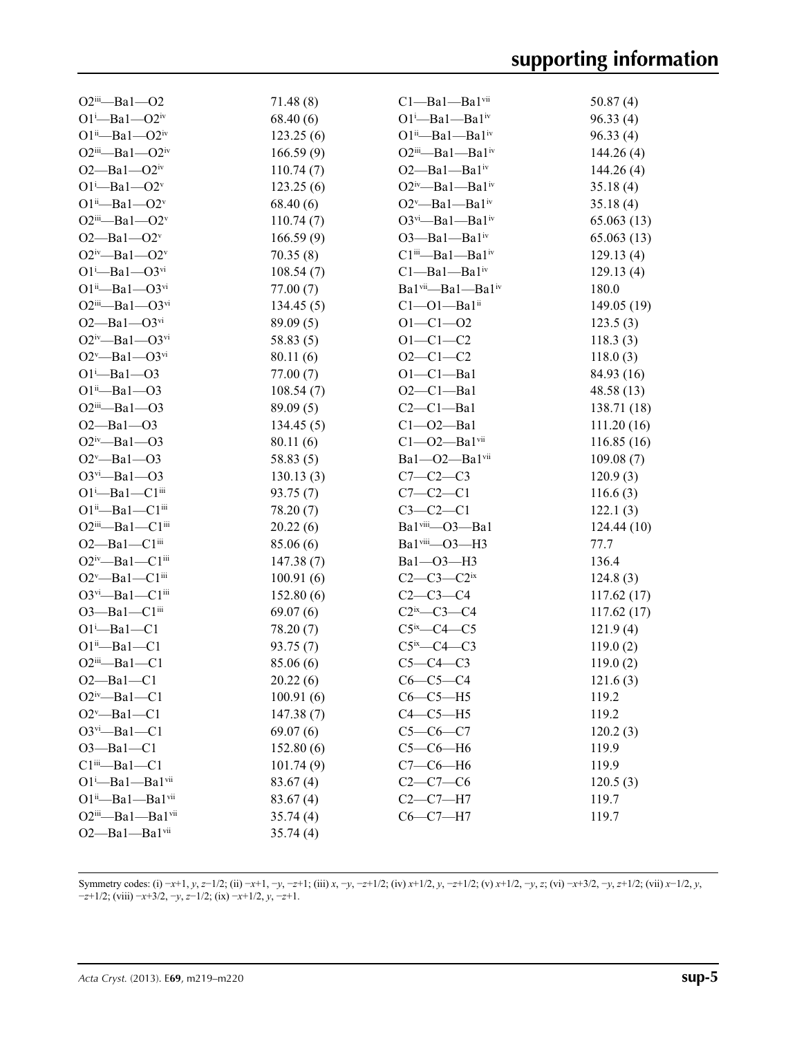| | | | |
|---|---|---|---|
| O2$^{iii}$—Ba1—O2 | 71.48 (8) | C1—Ba1—Ba1$^{vii}$ | 50.87 (4) |
| O1$^{i}$—Ba1—O2$^{iv}$ | 68.40 (6) | O1$^{i}$—Ba1—Ba1$^{iv}$ | 96.33 (4) |
| O1$^{ii}$—Ba1—O2$^{iv}$ | 123.25 (6) | O1$^{ii}$—Ba1—Ba1$^{iv}$ | 96.33 (4) |
| O2$^{iii}$—Ba1—O2$^{iv}$ | 166.59 (9) | O2$^{iii}$—Ba1—Ba1$^{iv}$ | 144.26 (4) |
| O2—Ba1—O2$^{iv}$ | 110.74 (7) | O2—Ba1—Ba1$^{iv}$ | 144.26 (4) |
| O1$^{i}$—Ba1—O2$^{v}$ | 123.25 (6) | O2$^{iv}$—Ba1—Ba1$^{iv}$ | 35.18 (4) |
| O1$^{ii}$—Ba1—O2$^{v}$ | 68.40 (6) | O2$^{v}$—Ba1—Ba1$^{iv}$ | 35.18 (4) |
| O2$^{iii}$—Ba1—O2$^{v}$ | 110.74 (7) | O3$^{vi}$—Ba1—Ba1$^{iv}$ | 65.063 (13) |
| O2—Ba1—O2$^{v}$ | 166.59 (9) | O3—Ba1—Ba1$^{iv}$ | 65.063 (13) |
| O2$^{iv}$—Ba1—O2$^{v}$ | 70.35 (8) | C1$^{iii}$—Ba1—Ba1$^{iv}$ | 129.13 (4) |
| O1$^{i}$—Ba1—O3$^{vi}$ | 108.54 (7) | C1—Ba1—Ba1$^{iv}$ | 129.13 (4) |
| O1$^{ii}$—Ba1—O3$^{vi}$ | 77.00 (7) | Ba1$^{vii}$—Ba1—Ba1$^{iv}$ | 180.0 |
| O2$^{iii}$—Ba1—O3$^{vi}$ | 134.45 (5) | C1—O1—Ba1$^{ii}$ | 149.05 (19) |
| O2—Ba1—O3$^{vi}$ | 89.09 (5) | O1—C1—O2 | 123.5 (3) |
| O2$^{iv}$—Ba1—O3$^{vi}$ | 58.83 (5) | O1—C1—C2 | 118.3 (3) |
| O2$^{v}$—Ba1—O3$^{vi}$ | 80.11 (6) | O2—C1—C2 | 118.0 (3) |
| O1$^{i}$—Ba1—O3 | 77.00 (7) | O1—C1—Ba1 | 84.93 (16) |
| O1$^{ii}$—Ba1—O3 | 108.54 (7) | O2—C1—Ba1 | 48.58 (13) |
| O2$^{iii}$—Ba1—O3 | 89.09 (5) | C2—C1—Ba1 | 138.71 (18) |
| O2—Ba1—O3 | 134.45 (5) | C1—O2—Ba1 | 111.20 (16) |
| O2$^{iv}$—Ba1—O3 | 80.11 (6) | C1—O2—Ba1$^{vii}$ | 116.85 (16) |
| O2$^{v}$—Ba1—O3 | 58.83 (5) | Ba1—O2—Ba1$^{vii}$ | 109.08 (7) |
| O3$^{vi}$—Ba1—O3 | 130.13 (3) | C7—C2—C3 | 120.9 (3) |
| O1$^{i}$—Ba1—C1$^{iii}$ | 93.75 (7) | C7—C2—C1 | 116.6 (3) |
| O1$^{ii}$—Ba1—C1$^{iii}$ | 78.20 (7) | C3—C2—C1 | 122.1 (3) |
| O2$^{iii}$—Ba1—C1$^{iii}$ | 20.22 (6) | Ba1$^{viii}$—O3—Ba1 | 124.44 (10) |
| O2—Ba1—C1$^{iii}$ | 85.06 (6) | Ba1$^{viii}$—O3—H3 | 77.7 |
| O2$^{iv}$—Ba1—C1$^{iii}$ | 147.38 (7) | Ba1—O3—H3 | 136.4 |
| O2$^{v}$—Ba1—C1$^{iii}$ | 100.91 (6) | C2—C3—C2$^{ix}$ | 124.8 (3) |
| O3$^{vi}$—Ba1—C1$^{iii}$ | 152.80 (6) | C2—C3—C4 | 117.62 (17) |
| O3—Ba1—C1$^{iii}$ | 69.07 (6) | C2$^{ix}$—C3—C4 | 117.62 (17) |
| O1$^{i}$—Ba1—C1 | 78.20 (7) | C5$^{ix}$—C4—C5 | 121.9 (4) |
| O1$^{ii}$—Ba1—C1 | 93.75 (7) | C5$^{ix}$—C4—C3 | 119.0 (2) |
| O2$^{iii}$—Ba1—C1 | 85.06 (6) | C5—C4—C3 | 119.0 (2) |
| O2—Ba1—C1 | 20.22 (6) | C6—C5—C4 | 121.6 (3) |
| O2$^{iv}$—Ba1—C1 | 100.91 (6) | C6—C5—H5 | 119.2 |
| O2$^{v}$—Ba1—C1 | 147.38 (7) | C4—C5—H5 | 119.2 |
| O3$^{vi}$—Ba1—C1 | 69.07 (6) | C5—C6—C7 | 120.2 (3) |
| O3—Ba1—C1 | 152.80 (6) | C5—C6—H6 | 119.9 |
| C1$^{iii}$—Ba1—C1 | 101.74 (9) | C7—C6—H6 | 119.9 |
| O1$^{i}$—Ba1—Ba1$^{vii}$ | 83.67 (4) | C2—C7—C6 | 120.5 (3) |
| O1$^{ii}$—Ba1—Ba1$^{vii}$ | 83.67 (4) | C2—C7—H7 | 119.7 |
| O2$^{iii}$—Ba1—Ba1$^{vii}$ | 35.74 (4) | C6—C7—H7 | 119.7 |
| O2—Ba1—Ba1$^{vii}$ | 35.74 (4) | | |

Symmetry codes: (i) −x+1, y, z−1/2; (ii) −x+1, −y, −z+1; (iii) x, −y, −z+1/2; (iv) x+1/2, y, −z+1/2; (v) x+1/2, −y, z; (vi) −x+3/2, −y, z+1/2; (vii) x−1/2, y, −z+1/2; (viii) −x+3/2, −y, z−1/2; (ix) −x+1/2, y, −z+1.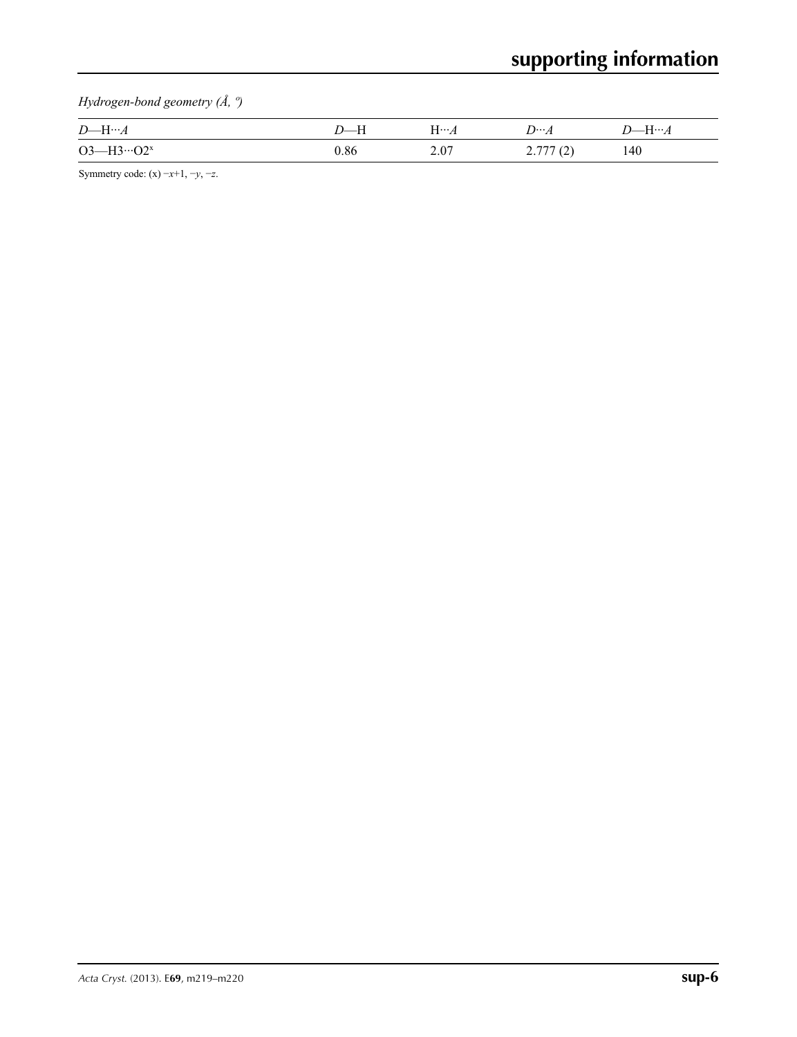*Hydrogen-bond geometry (Å, º)*

| *D*—H···*A* | *D*—H | H···*A* | *D*···*A* | *D*—H···*A* |
|---|---|---|---|---|
| O3—H3···O2$^{x}$ | 0.86 | 2.07 | 2.777 (2) | 140 |

Symmetry code: (x) −*x*+1, −*y*, −*z*.